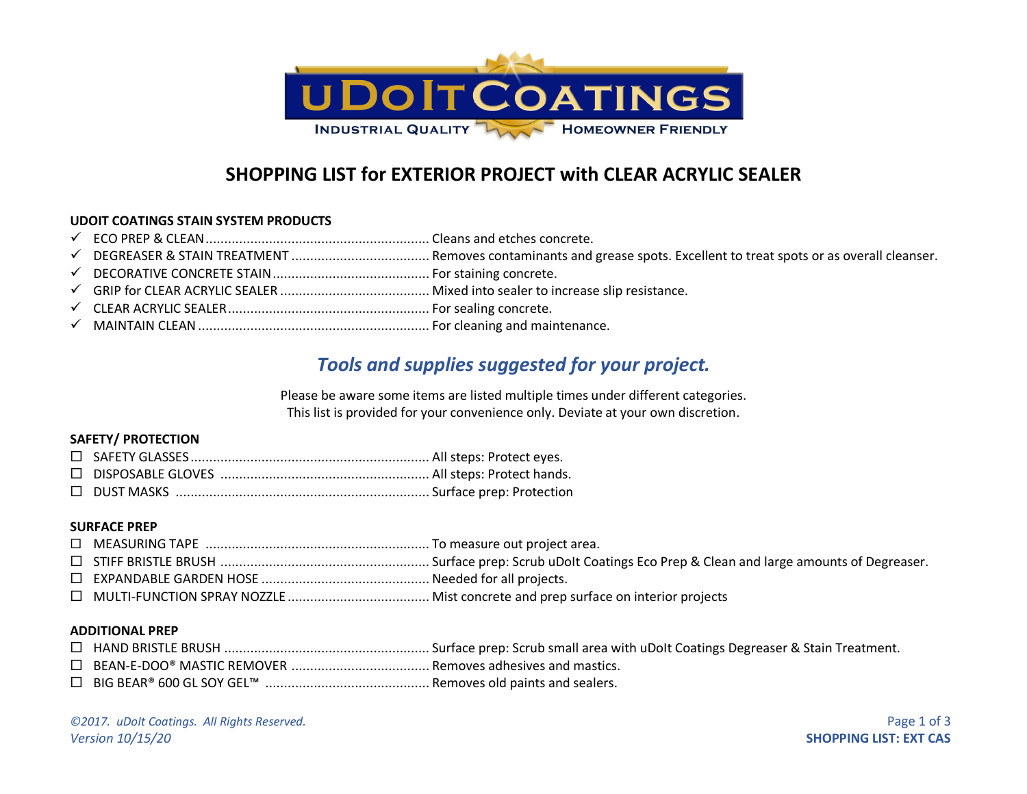# SHOPPING LIST for EXTERIOR PROJECT with CLEAR ACRYLIC SEALER

**UDOIT COATINGS STAIN SYSTEM PRODUCTS**

- ✓ ECO PREP & CLEAN ........ Cleans and etches concrete.
- ✓ DEGREASER & STAIN TREATMENT ........ Removes contaminants and grease spots. Excellent to treat spots or as overall cleanser.
- ✓ DECORATIVE CONCRETE STAIN ........ For staining concrete.
- ✓ GRIP for CLEAR ACRYLIC SEALER ........ Mixed into sealer to increase slip resistance.
- ✓ CLEAR ACRYLIC SEALER ........ For sealing concrete.
- ✓ MAINTAIN CLEAN ........ For cleaning and maintenance.

## *Tools and supplies suggested for your project.*

Please be aware some items are listed multiple times under different categories.
This list is provided for your convenience only. Deviate at your own discretion.

**SAFETY/ PROTECTION**

- ☐ SAFETY GLASSES ........ All steps: Protect eyes.
- ☐ DISPOSABLE GLOVES ........ All steps: Protect hands.
- ☐ DUST MASKS ........ Surface prep: Protection

**SURFACE PREP**

- ☐ MEASURING TAPE ........ To measure out project area.
- ☐ STIFF BRISTLE BRUSH ........ Surface prep: Scrub uDoIt Coatings Eco Prep & Clean and large amounts of Degreaser.
- ☐ EXPANDABLE GARDEN HOSE ........ Needed for all projects.
- ☐ MULTI-FUNCTION SPRAY NOZZLE ........ Mist concrete and prep surface on interior projects

**ADDITIONAL PREP**

- ☐ HAND BRISTLE BRUSH ........ Surface prep: Scrub small area with uDoIt Coatings Degreaser & Stain Treatment.
- ☐ BEAN-E-DOO® MASTIC REMOVER ........ Removes adhesives and mastics.
- ☐ BIG BEAR® 600 GL SOY GEL™ ........ Removes old paints and sealers.

*©2017. uDoIt Coatings. All Rights Reserved.*
*Version 10/15/20*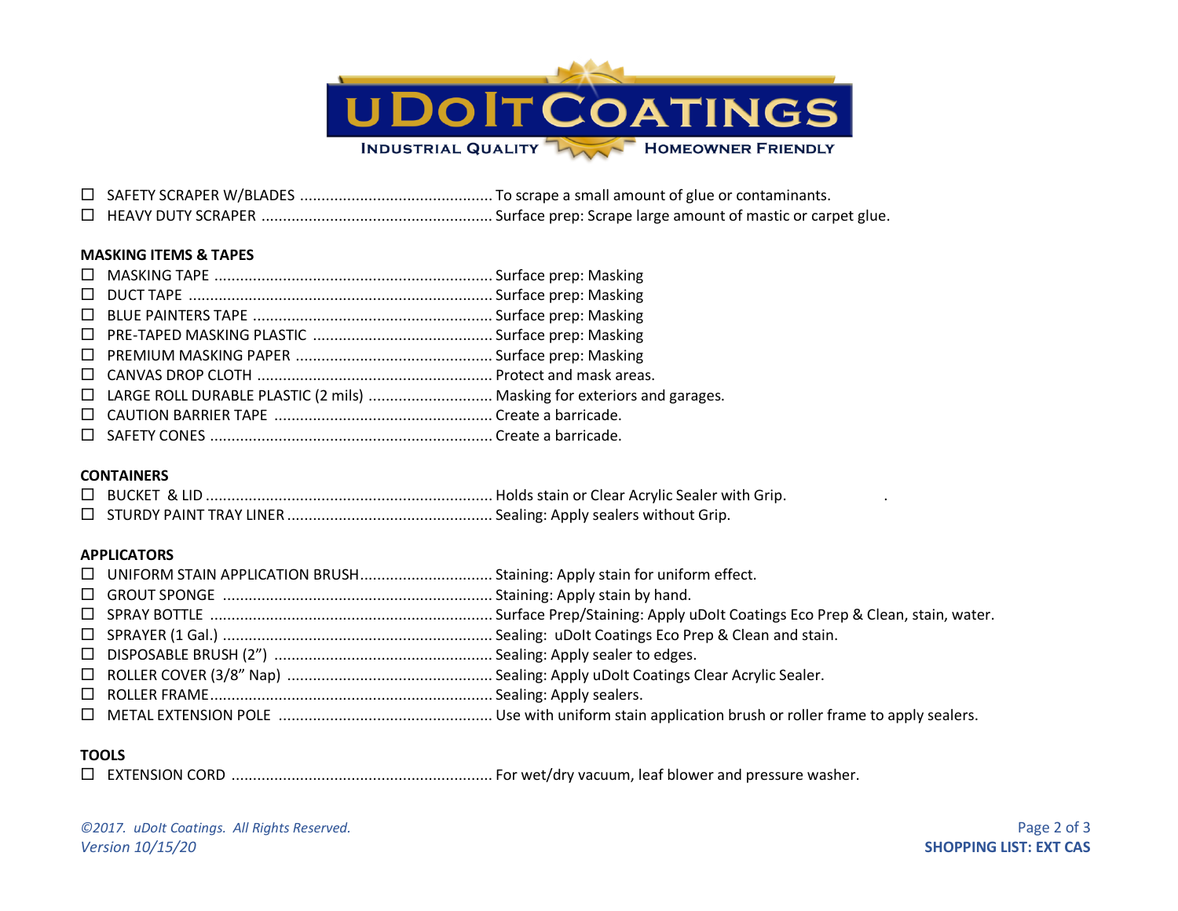☐ SAFETY SCRAPER W/BLADES ............................................ To scrape a small amount of glue or contaminants.
☐ HEAVY DUTY SCRAPER ..................................................... Surface prep: Scrape large amount of mastic or carpet glue.

**MASKING ITEMS & TAPES**

☐ MASKING TAPE ................................................................ Surface prep: Masking
☐ DUCT TAPE ...................................................................... Surface prep: Masking
☐ BLUE PAINTERS TAPE ....................................................... Surface prep: Masking
☐ PRE-TAPED MASKING PLASTIC .......................................... Surface prep: Masking
☐ PREMIUM MASKING PAPER ............................................. Surface prep: Masking
☐ CANVAS DROP CLOTH ...................................................... Protect and mask areas.
☐ LARGE ROLL DURABLE PLASTIC (2 mils) ............................ Masking for exteriors and garages.
☐ CAUTION BARRIER TAPE .................................................. Create a barricade.
☐ SAFETY CONES ................................................................. Create a barricade.

**CONTAINERS**

☐ BUCKET & LID .................................................................. Holds stain or Clear Acrylic Sealer with Grip.
☐ STURDY PAINT TRAY LINER ............................................... Sealing: Apply sealers without Grip.

**APPLICATORS**

☐ UNIFORM STAIN APPLICATION BRUSH.............................. Staining: Apply stain for uniform effect.
☐ GROUT SPONGE .............................................................. Staining: Apply stain by hand.
☐ SPRAY BOTTLE ................................................................. Surface Prep/Staining: Apply uDoIt Coatings Eco Prep & Clean, stain, water.
☐ SPRAYER (1 Gal.) .............................................................. Sealing: uDoIt Coatings Eco Prep & Clean and stain.
☐ DISPOSABLE BRUSH (2") .................................................. Sealing: Apply sealer to edges.
☐ ROLLER COVER (3/8" Nap) ............................................... Sealing: Apply uDoIt Coatings Clear Acrylic Sealer.
☐ ROLLER FRAME................................................................. Sealing: Apply sealers.
☐ METAL EXTENSION POLE ................................................. Use with uniform stain application brush or roller frame to apply sealers.

**TOOLS**

☐ EXTENSION CORD ............................................................ For wet/dry vacuum, leaf blower and pressure washer.

*©2017. uDoIt Coatings. All Rights Reserved.*
*Version 10/15/20*

**SHOPPING LIST: EXT CAS**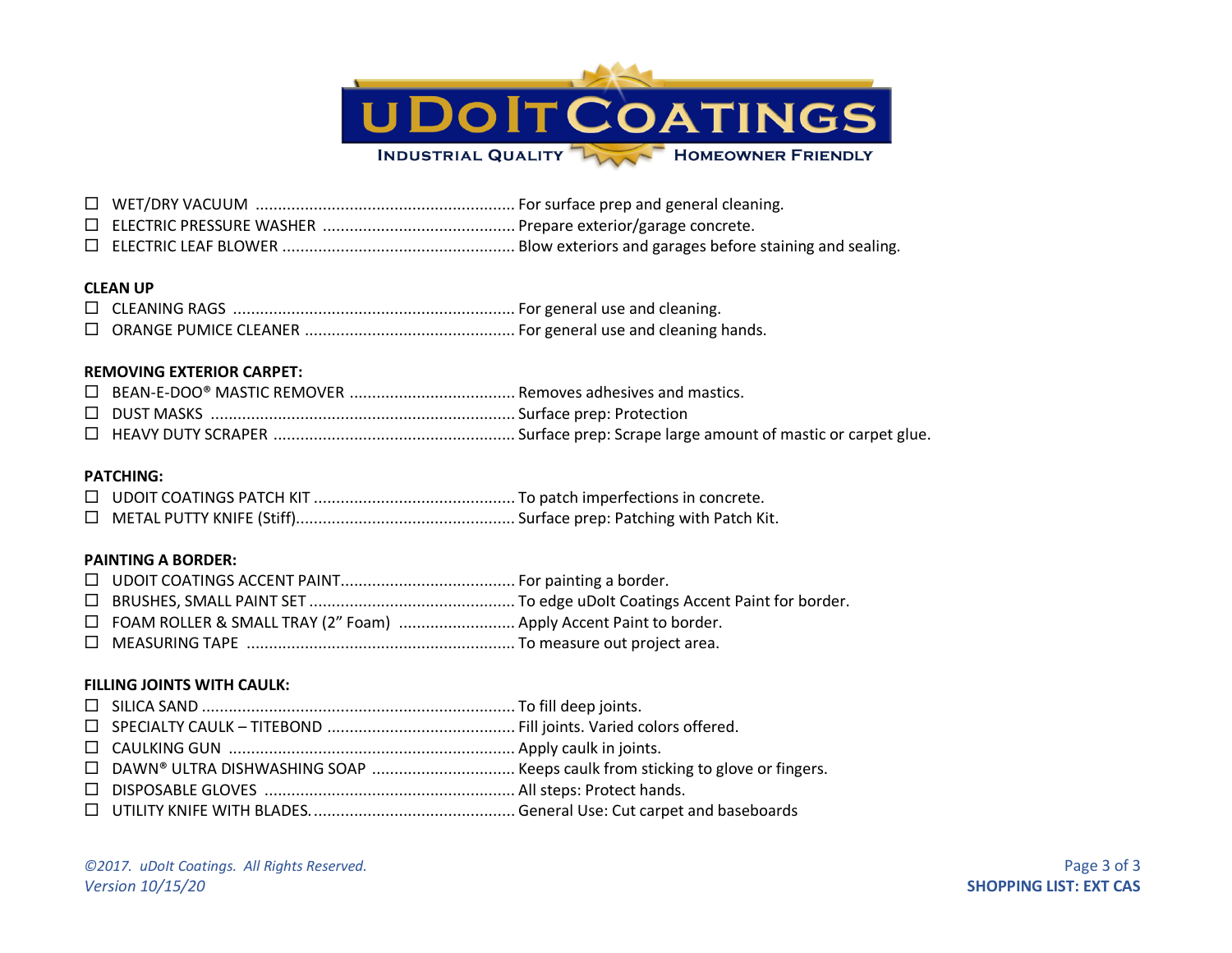- ☐ WET/DRY VACUUM .......................................................... For surface prep and general cleaning.
- ☐ ELECTRIC PRESSURE WASHER ........................................... Prepare exterior/garage concrete.
- ☐ ELECTRIC LEAF BLOWER .................................................... Blow exteriors and garages before staining and sealing.

**CLEAN UP**

- ☐ CLEANING RAGS ............................................................... For general use and cleaning.
- ☐ ORANGE PUMICE CLEANER ............................................... For general use and cleaning hands.

**REMOVING EXTERIOR CARPET:**

- ☐ BEAN-E-DOO® MASTIC REMOVER ..................................... Removes adhesives and mastics.
- ☐ DUST MASKS .................................................................... Surface prep: Protection
- ☐ HEAVY DUTY SCRAPER ...................................................... Surface prep: Scrape large amount of mastic or carpet glue.

**PATCHING:**

- ☐ UDOIT COATINGS PATCH KIT ............................................. To patch imperfections in concrete.
- ☐ METAL PUTTY KNIFE (Stiff)................................................. Surface prep: Patching with Patch Kit.

**PAINTING A BORDER:**

- ☐ UDOIT COATINGS ACCENT PAINT....................................... For painting a border.
- ☐ BRUSHES, SMALL PAINT SET .............................................. To edge uDoIt Coatings Accent Paint for border.
- ☐ FOAM ROLLER & SMALL TRAY (2" Foam) .......................... Apply Accent Paint to border.
- ☐ MEASURING TAPE ............................................................ To measure out project area.

**FILLING JOINTS WITH CAULK:**

- ☐ SILICA SAND ...................................................................... To fill deep joints.
- ☐ SPECIALTY CAULK – TITEBOND .......................................... Fill joints. Varied colors offered.
- ☐ CAULKING GUN ................................................................ Apply caulk in joints.
- ☐ DAWN® ULTRA DISHWASHING SOAP ................................ Keeps caulk from sticking to glove or fingers.
- ☐ DISPOSABLE GLOVES ........................................................ All steps: Protect hands.
- ☐ UTILITY KNIFE WITH BLADES............................................. General Use: Cut carpet and baseboards

*©2017. uDoIt Coatings. All Rights Reserved.*
*Version 10/15/20*

**SHOPPING LIST: EXT CAS**